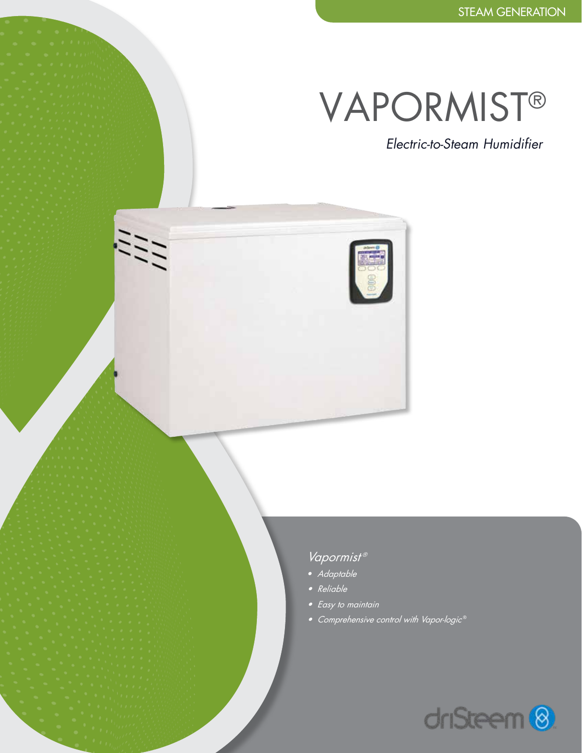STEAM GENERATION

# VAPORMIST®

*Electric-to-Steam Humidifier*

*Vapormist®*

- *Adaptable*
- *Reliable*
- *Easy to maintain*
- *Comprehensive control with Vapor-logic®*

driSteem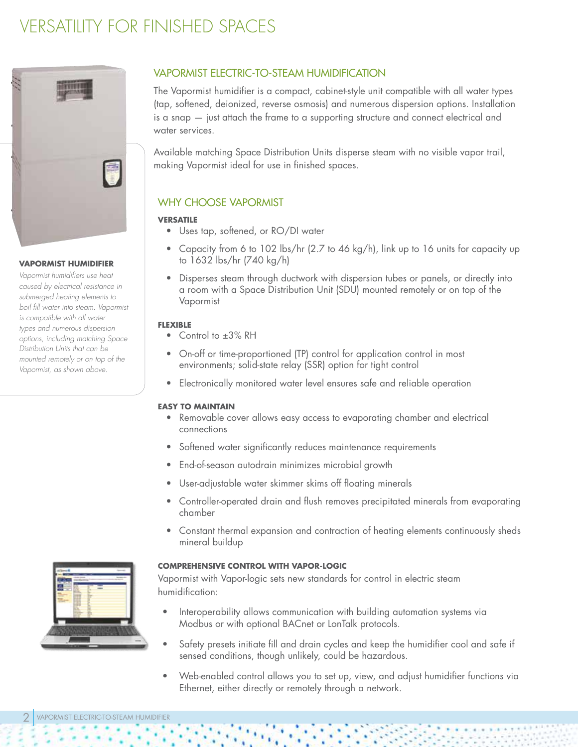# VERSATILITY FOR FINISHED SPACES

**VAPORMIST HUMIDIFIER**

*Vapormist humidifiers use heat caused by electrical resistance in submerged heating elements to boil fill water into steam. Vapormist is compatible with all water types and numerous dispersion options, including matching Space Distribution Units that can be mounted remotely or on top of the Vapormist, as shown above.*

## VAPORMIST ELECTRIC-TO-STEAM HUMIDIFICATION

The Vapormist humidifier is a compact, cabinet-style unit compatible with all water types (tap, softened, deionized, reverse osmosis) and numerous dispersion options. Installation is a snap — just attach the frame to a supporting structure and connect electrical and water services.

Available matching Space Distribution Units disperse steam with no visible vapor trail, making Vapormist ideal for use in finished spaces.

## WHY CHOOSE VAPORMIST

**VERSATILE**

- Uses tap, softened, or RO/DI water
- Capacity from 6 to 102 lbs/hr (2.7 to 46 kg/h), link up to 16 units for capacity up to 1632 lbs/hr (740 kg/h)
- Disperses steam through ductwork with dispersion tubes or panels, or directly into a room with a Space Distribution Unit (SDU) mounted remotely or on top of the Vapormist

**FLEXIBLE**

- Control to ±3% RH
- On-off or time-proportioned (TP) control for application control in most environments; solid-state relay (SSR) option for tight control
- Electronically monitored water level ensures safe and reliable operation

**EASY TO MAINTAIN**

- Removable cover allows easy access to evaporating chamber and electrical connections
- Softened water significantly reduces maintenance requirements
- End-of-season autodrain minimizes microbial growth
- User-adjustable water skimmer skims off floating minerals
- Controller-operated drain and flush removes precipitated minerals from evaporating chamber
- Constant thermal expansion and contraction of heating elements continuously sheds mineral buildup

**COMPREHENSIVE CONTROL WITH VAPOR-LOGIC**

Vapormist with Vapor-logic sets new standards for control in electric steam humidification:

- Interoperability allows communication with building automation systems via Modbus or with optional BACnet or LonTalk protocols.
- Safety presets initiate fill and drain cycles and keep the humidifier cool and safe if sensed conditions, though unlikely, could be hazardous.
- Web-enabled control allows you to set up, view, and adjust humidifier functions via Ethernet, either directly or remotely through a network.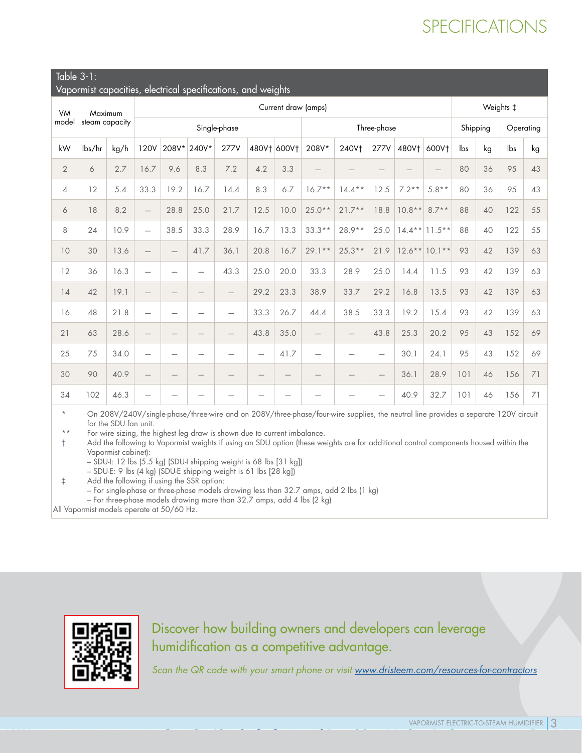## SPECIFICATIONS

**Table 3-1:**
**Vapormist capacities, electrical specifications, and weights**

| VM model | Maximum steam capacity | | Current draw (amps) | | | | | | | | | | | | Weights ‡ | | | |
|---|---|---|---|---|---|---|---|---|---|---|---|---|---|---|---|---|---|---|
| | | | Single-phase | | | | | | Three-phase | | | | | | Shipping | | Operating | |
| kW | lbs/hr | kg/h | 120V | 208V* | 240V* | 277V | 480V† | 600V† | 208V* | 240V† | 277V | 480V† | 600V† | | lbs | kg | lbs | kg |
| 2 | 6 | 2.7 | 16.7 | 9.6 | 8.3 | 7.2 | 4.2 | 3.3 | — | — | — | — | — | | 80 | 36 | 95 | 43 |
| 4 | 12 | 5.4 | 33.3 | 19.2 | 16.7 | 14.4 | 8.3 | 6.7 | 16.7** | 14.4** | 12.5 | 7.2** | 5.8** | | 80 | 36 | 95 | 43 |
| 6 | 18 | 8.2 | — | 28.8 | 25.0 | 21.7 | 12.5 | 10.0 | 25.0** | 21.7** | 18.8 | 10.8** | 8.7** | | 88 | 40 | 122 | 55 |
| 8 | 24 | 10.9 | — | 38.5 | 33.3 | 28.9 | 16.7 | 13.3 | 33.3** | 28.9** | 25.0 | 14.4** | 11.5** | | 88 | 40 | 122 | 55 |
| 10 | 30 | 13.6 | — | — | 41.7 | 36.1 | 20.8 | 16.7 | 29.1** | 25.3** | 21.9 | 12.6** | 10.1** | | 93 | 42 | 139 | 63 |
| 12 | 36 | 16.3 | — | — | — | 43.3 | 25.0 | 20.0 | 33.3 | 28.9 | 25.0 | 14.4 | 11.5 | | 93 | 42 | 139 | 63 |
| 14 | 42 | 19.1 | — | — | — | — | 29.2 | 23.3 | 38.9 | 33.7 | 29.2 | 16.8 | 13.5 | | 93 | 42 | 139 | 63 |
| 16 | 48 | 21.8 | — | — | — | — | 33.3 | 26.7 | 44.4 | 38.5 | 33.3 | 19.2 | 15.4 | | 93 | 42 | 139 | 63 |
| 21 | 63 | 28.6 | — | — | — | — | 43.8 | 35.0 | — | — | 43.8 | 25.3 | 20.2 | | 95 | 43 | 152 | 69 |
| 25 | 75 | 34.0 | — | — | — | — | — | 41.7 | — | — | — | 30.1 | 24.1 | | 95 | 43 | 152 | 69 |
| 30 | 90 | 40.9 | — | — | — | — | — | — | — | — | — | 36.1 | 28.9 | | 101 | 46 | 156 | 71 |
| 34 | 102 | 46.3 | — | — | — | — | — | — | — | — | — | 40.9 | 32.7 | | 101 | 46 | 156 | 71 |

\* On 208V/240V/single-phase/three-wire and on 208V/three-phase/four-wire supplies, the neutral line provides a separate 120V circuit for the SDU fan unit.

\*\* For wire sizing, the highest leg draw is shown due to current imbalance.

† Add the following to Vapormist weights if using an SDU option (these weights are for additional control components housed within the Vapormist cabinet):
- SDU-I: 12 lbs (5.5 kg) (SDU-I shipping weight is 68 lbs [31 kg])
- SDU-E: 9 lbs (4 kg) (SDU-E shipping weight is 61 lbs [28 kg])

‡ Add the following if using the SSR option:
- For single-phase or three-phase models drawing less than 32.7 amps, add 2 lbs (1 kg)
- For three-phase models drawing more than 32.7 amps, add 4 lbs (2 kg)

All Vapormist models operate at 50/60 Hz.

Discover how building owners and developers can leverage humidification as a competitive advantage.

*Scan the QR code with your smart phone or visit [www.dristeem.com/resources-for-contractors](www.dristeem.com/resources-for-contractors)*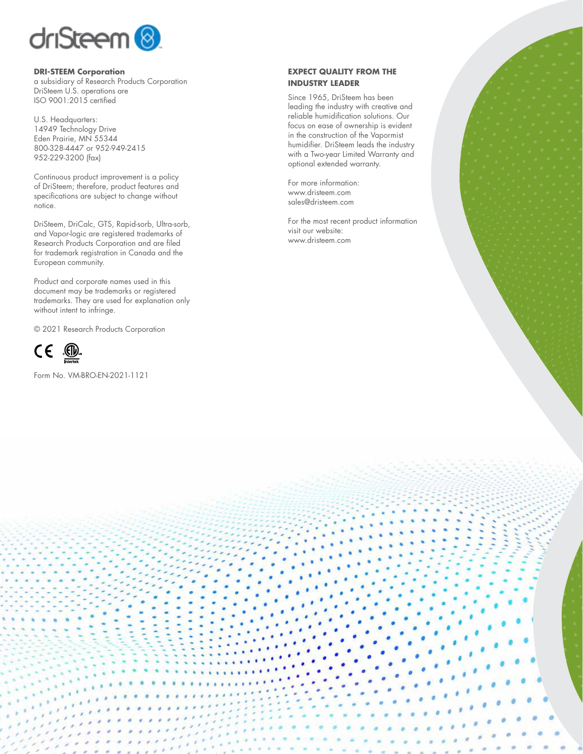**DRI-STEEM Corporation**
a subsidiary of Research Products Corporation
DriSteem U.S. operations are
ISO 9001:2015 certified

U.S. Headquarters:
14949 Technology Drive
Eden Prairie, MN 55344
800-328-4447 or 952-949-2415
952-229-3200 (fax)

Continuous product improvement is a policy of DriSteem; therefore, product features and specifications are subject to change without notice.

DriSteem, DriCalc, GTS, Rapid-sorb, Ultra-sorb, and Vapor-logic are registered trademarks of Research Products Corporation and are filed for trademark registration in Canada and the European community.

Product and corporate names used in this document may be trademarks or registered trademarks. They are used for explanation only without intent to infringe.

© 2021 Research Products Corporation

Form No. VM-BRO-EN-2021-1121

**EXPECT QUALITY FROM THE INDUSTRY LEADER**

Since 1965, DriSteem has been leading the industry with creative and reliable humidification solutions. Our focus on ease of ownership is evident in the construction of the Vapormist humidifier. DriSteem leads the industry with a Two-year Limited Warranty and optional extended warranty.

For more information:
www.dristeem.com
sales@dristeem.com

For the most recent product information visit our website:
www.dristeem.com